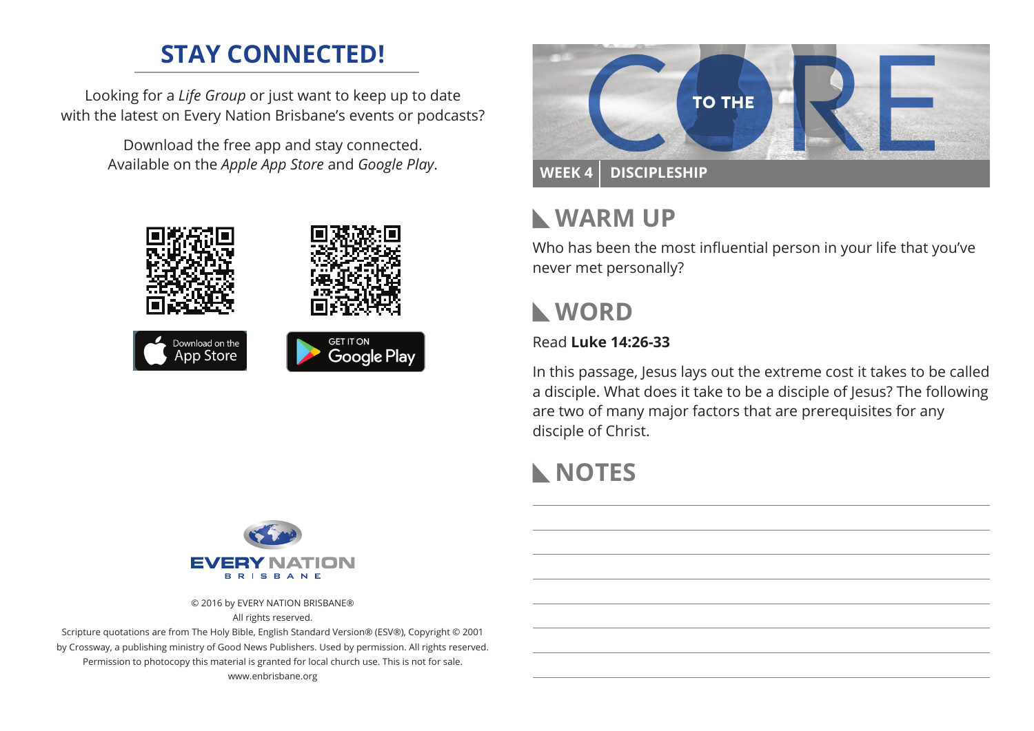## STAY CONNECTED!

Looking for a *Life Group* or just want to keep up to date with the latest on Every Nation Brisbane's events or podcasts?

Download the free app and stay connected. Available on the *Apple App Store* and *Google Play*.

Download on the App Store

GET IT ON Google Play

EVERY NATION BRISBANE

© 2016 by EVERY NATION BRISBANE®
All rights reserved.
Scripture quotations are from The Holy Bible, English Standard Version® (ESV®), Copyright © 2001 by Crossway, a publishing ministry of Good News Publishers. Used by permission. All rights reserved.
Permission to photocopy this material is granted for local church use. This is not for sale.
www.enbrisbane.org

# TO THE CORE

**WEEK 4 | DISCIPLESHIP**

## WARM UP

Who has been the most influential person in your life that you've never met personally?

## WORD

Read **Luke 14:26-33**

In this passage, Jesus lays out the extreme cost it takes to be called a disciple. What does it take to be a disciple of Jesus? The following are two of many major factors that are prerequisites for any disciple of Christ.

## NOTES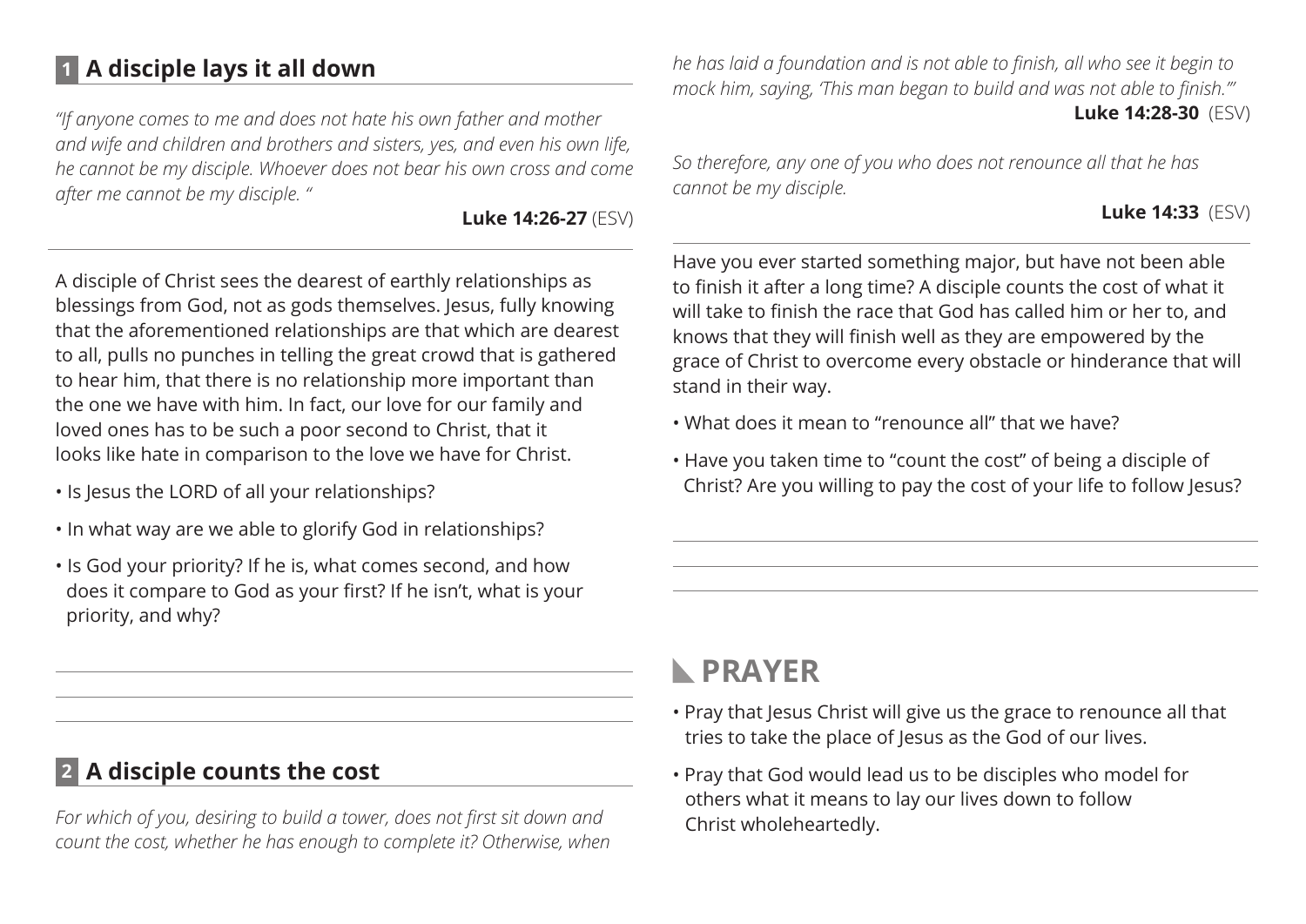## 1 A disciple lays it all down

*"If anyone comes to me and does not hate his own father and mother and wife and children and brothers and sisters, yes, and even his own life, he cannot be my disciple. Whoever does not bear his own cross and come after me cannot be my disciple. "*

**Luke 14:26-27** (ESV)

A disciple of Christ sees the dearest of earthly relationships as blessings from God, not as gods themselves. Jesus, fully knowing that the aforementioned relationships are that which are dearest to all, pulls no punches in telling the great crowd that is gathered to hear him, that there is no relationship more important than the one we have with him. In fact, our love for our family and loved ones has to be such a poor second to Christ, that it looks like hate in comparison to the love we have for Christ.

- Is Jesus the LORD of all your relationships?
- In what way are we able to glorify God in relationships?
- Is God your priority? If he is, what comes second, and how does it compare to God as your first? If he isn't, what is your priority, and why?

## 2 A disciple counts the cost

*For which of you, desiring to build a tower, does not first sit down and count the cost, whether he has enough to complete it? Otherwise, when he has laid a foundation and is not able to finish, all who see it begin to mock him, saying, 'This man began to build and was not able to finish.'"*

**Luke 14:28-30** (ESV)

*So therefore, any one of you who does not renounce all that he has cannot be my disciple.*

**Luke 14:33** (ESV)

Have you ever started something major, but have not been able to finish it after a long time? A disciple counts the cost of what it will take to finish the race that God has called him or her to, and knows that they will finish well as they are empowered by the grace of Christ to overcome every obstacle or hinderance that will stand in their way.

- What does it mean to "renounce all" that we have?
- Have you taken time to "count the cost" of being a disciple of Christ? Are you willing to pay the cost of your life to follow Jesus?

## PRAYER

- Pray that Jesus Christ will give us the grace to renounce all that tries to take the place of Jesus as the God of our lives.
- Pray that God would lead us to be disciples who model for others what it means to lay our lives down to follow Christ wholeheartedly.